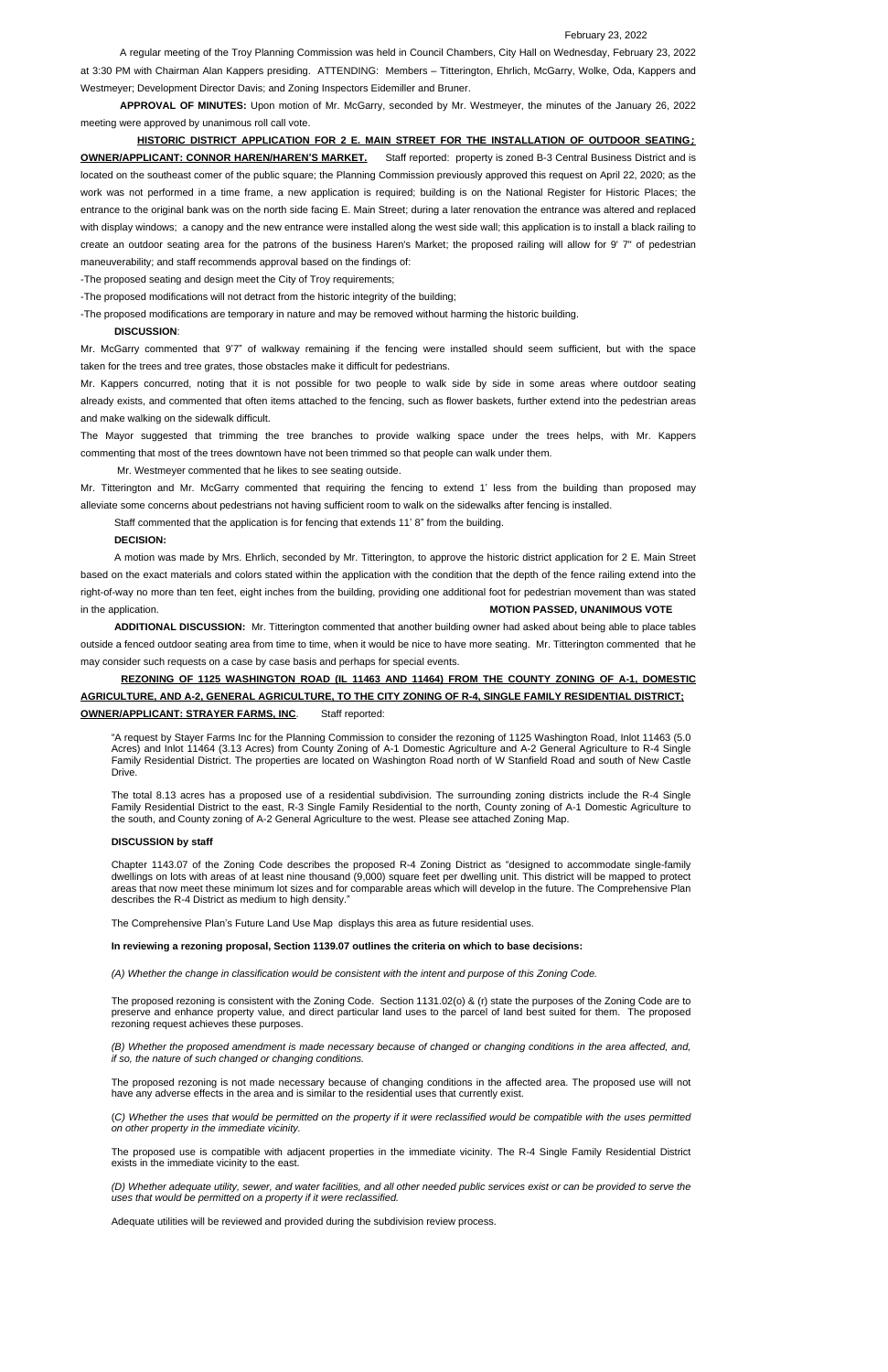February 23, 2022

A regular meeting of the Troy Planning Commission was held in Council Chambers, City Hall on Wednesday, February 23, 2022 at 3:30 PM with Chairman Alan Kappers presiding. ATTENDING: Members – Titterington, Ehrlich, McGarry, Wolke, Oda, Kappers and Westmeyer; Development Director Davis; and Zoning Inspectors Eidemiller and Bruner.

**APPROVAL OF MINUTES:** Upon motion of Mr. McGarry, seconded by Mr. Westmeyer, the minutes of the January 26, 2022 meeting were approved by unanimous roll call vote.

**HISTORIC DISTRICT APPLICATION FOR 2 E. MAIN STREET FOR THE INSTALLATION OF OUTDOOR SEATING; OWNER/APPLICANT: CONNOR HAREN/HAREN'S MARKET.** Staff reported: property is zoned B-3 Central Business District and is located on the southeast comer of the public square; the Planning Commission previously approved this request on April 22, 2020; as the work was not performed in a time frame, a new application is required; building is on the National Register for Historic Places; the entrance to the original bank was on the north side facing E. Main Street; during a later renovation the entrance was altered and replaced with display windows; a canopy and the new entrance were installed along the west side wall; this application is to install a black railing to create an outdoor seating area for the patrons of the business Haren's Market; the proposed railing will allow for 9' 7" of pedestrian maneuverability; and staff recommends approval based on the findings of:

-The proposed seating and design meet the City of Troy requirements;

-The proposed modifications will not detract from the historic integrity of the building;

-The proposed modifications are temporary in nature and may be removed without harming the historic building.

**DISCUSSION**:

Mr. McGarry commented that 9'7" of walkway remaining if the fencing were installed should seem sufficient, but with the space taken for the trees and tree grates, those obstacles make it difficult for pedestrians.

Mr. Kappers concurred, noting that it is not possible for two people to walk side by side in some areas where outdoor seating already exists, and commented that often items attached to the fencing, such as flower baskets, further extend into the pedestrian areas and make walking on the sidewalk difficult.

The Mayor suggested that trimming the tree branches to provide walking space under the trees helps, with Mr. Kappers commenting that most of the trees downtown have not been trimmed so that people can walk under them.

Mr. Westmeyer commented that he likes to see seating outside.

Mr. Titterington and Mr. McGarry commented that requiring the fencing to extend 1' less from the building than proposed may alleviate some concerns about pedestrians not having sufficient room to walk on the sidewalks after fencing is installed.

Staff commented that the application is for fencing that extends 11' 8" from the building.

**DECISION:**

A motion was made by Mrs. Ehrlich, seconded by Mr. Titterington, to approve the historic district application for 2 E. Main Street based on the exact materials and colors stated within the application with the condition that the depth of the fence railing extend into the right-of-way no more than ten feet, eight inches from the building, providing one additional foot for pedestrian movement than was stated in the application. **MOTION PASSED, UNANIMOUS VOTE**

**ADDITIONAL DISCUSSION:** Mr. Titterington commented that another building owner had asked about being able to place tables outside a fenced outdoor seating area from time to time, when it would be nice to have more seating. Mr. Titterington commented that he may consider such requests on a case by case basis and perhaps for special events.

**REZONING OF 1125 WASHINGTON ROAD (IL 11463 AND 11464) FROM THE COUNTY ZONING OF A-1, DOMESTIC AGRICULTURE, AND A-2, GENERAL AGRICULTURE, TO THE CITY ZONING OF R-4, SINGLE FAMILY RESIDENTIAL DISTRICT; OWNER/APPLICANT: STRAYER FARMS, INC.** Staff reported:

"A request by Stayer Farms Inc for the Planning Commission to consider the rezoning of 1125 Washington Road, Inlot 11463 (5.0 Acres) and Inlot 11464 (3.13 Acres) from County Zoning of A-1 Domestic Agriculture and A-2 General Agriculture to R-4 Single Family Residential District. The properties are located on Washington Road north of W Stanfield Road and south of New Castle Drive.

The total 8.13 acres has a proposed use of a residential subdivision. The surrounding zoning districts include the R-4 Single Family Residential District to the east, R-3 Single Family Residential to the north, County zoning of A-1 Domestic Agriculture to the south, and County zoning of A-2 General Agriculture to the west. Please see attached Zoning Map.

**DISCUSSION by staff**

Chapter 1143.07 of the Zoning Code describes the proposed R-4 Zoning District as "designed to accommodate single-family dwellings on lots with areas of at least nine thousand (9,000) square feet per dwelling unit. This district will be mapped to protect areas that now meet these minimum lot sizes and for comparable areas which will develop in the future. The Comprehensive Plan describes the R-4 District as medium to high density."

The Comprehensive Plan's Future Land Use Map displays this area as future residential uses.

**In reviewing a rezoning proposal, Section 1139.07 outlines the criteria on which to base decisions:**

*(A) Whether the change in classification would be consistent with the intent and purpose of this Zoning Code.*

The proposed rezoning is consistent with the Zoning Code. Section 1131.02(o) & (r) state the purposes of the Zoning Code are to preserve and enhance property value, and direct particular land uses to the parcel of land best suited for them. The proposed rezoning request achieves these purposes.

*(B) Whether the proposed amendment is made necessary because of changed or changing conditions in the area affected, and, if so, the nature of such changed or changing conditions.*

The proposed rezoning is not made necessary because of changing conditions in the affected area. The proposed use will not have any adverse effects in the area and is similar to the residential uses that currently exist.

*(C) Whether the uses that would be permitted on the property if it were reclassified would be compatible with the uses permitted on other property in the immediate vicinity.*

The proposed use is compatible with adjacent properties in the immediate vicinity. The R-4 Single Family Residential District exists in the immediate vicinity to the east.

*(D) Whether adequate utility, sewer, and water facilities, and all other needed public services exist or can be provided to serve the uses that would be permitted on a property if it were reclassified.*

Adequate utilities will be reviewed and provided during the subdivision review process.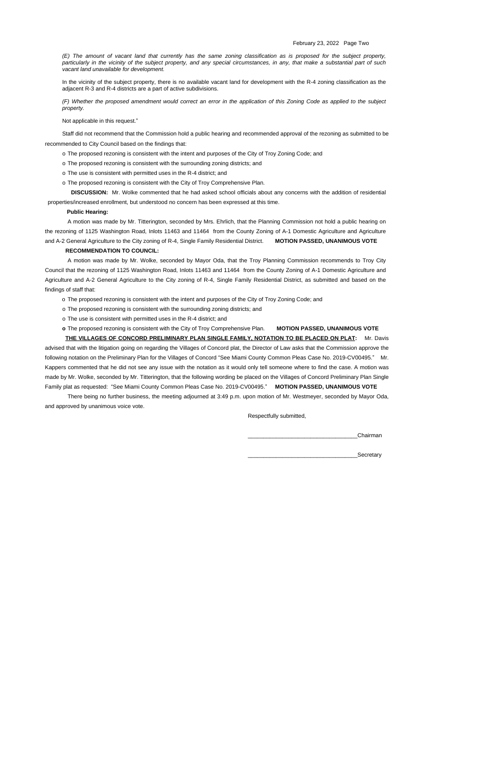*(E) The amount of vacant land that currently has the same zoning classification as is proposed for the subject property, particularly in the vicinity of the subject property, and any special circumstances, in any, that make a substantial part of such vacant land unavailable for development.*

In the vicinity of the subject property, there is no available vacant land for development with the R-4 zoning classification as the adjacent R-3 and R-4 districts are a part of active subdivisions.

*(F) Whether the proposed amendment would correct an error in the application of this Zoning Code as applied to the subject property.*

Not applicable in this request."

Staff did not recommend that the Commission hold a public hearing and recommended approval of the rezoning as submitted to be recommended to City Council based on the findings that:

- o The proposed rezoning is consistent with the intent and purposes of the City of Troy Zoning Code; and
- o The proposed rezoning is consistent with the surrounding zoning districts; and
- o The use is consistent with permitted uses in the R-4 district; and
- o The proposed rezoning is consistent with the City of Troy Comprehensive Plan.

**DISCUSSION:** Mr. Wolke commented that he had asked school officials about any concerns with the addition of residential properties/increased enrollment, but understood no concern has been expressed at this time.

**Public Hearing:**

A motion was made by Mr. Titterington, seconded by Mrs. Ehrlich, that the Planning Commission not hold a public hearing on the rezoning of 1125 Washington Road, Inlots 11463 and 11464 from the County Zoning of A-1 Domestic Agriculture and Agriculture and A-2 General Agriculture to the City zoning of R-4, Single Family Residential District. **MOTION PASSED, UNANIMOUS VOTE**

**RECOMMENDATION TO COUNCIL:**

A motion was made by Mr. Wolke, seconded by Mayor Oda, that the Troy Planning Commission recommends to Troy City Council that the rezoning of 1125 Washington Road, Inlots 11463 and 11464 from the County Zoning of A-1 Domestic Agriculture and Agriculture and A-2 General Agriculture to the City zoning of R-4, Single Family Residential District, as submitted and based on the findings of staff that:

- o The proposed rezoning is consistent with the intent and purposes of the City of Troy Zoning Code; and
- o The proposed rezoning is consistent with the surrounding zoning districts; and
- o The use is consistent with permitted uses in the R-4 district; and
- **o** The proposed rezoning is consistent with the City of Troy Comprehensive Plan. **MOTION PASSED, UNANIMOUS VOTE**

**THE VILLAGES OF CONCORD PRELIMINARY PLAN SINGLE FAMILY, NOTATION TO BE PLACED ON PLAT:** Mr. Davis advised that with the litigation going on regarding the Villages of Concord plat, the Director of Law asks that the Commission approve the following notation on the Preliminary Plan for the Villages of Concord "See Miami County Common Pleas Case No. 2019-CV00495." Mr. Kappers commented that he did not see any issue with the notation as it would only tell someone where to find the case. A motion was made by Mr. Wolke, seconded by Mr. Titterington, that the following wording be placed on the Villages of Concord Preliminary Plan Single Family plat as requested: "See Miami County Common Pleas Case No. 2019-CV00495." **MOTION PASSED, UNANIMOUS VOTE**

There being no further business, the meeting adjourned at 3:49 p.m. upon motion of Mr. Westmeyer, seconded by Mayor Oda, and approved by unanimous voice vote.

Respectfully submitted,

___________________________________Chairman

___________________________________Secretary